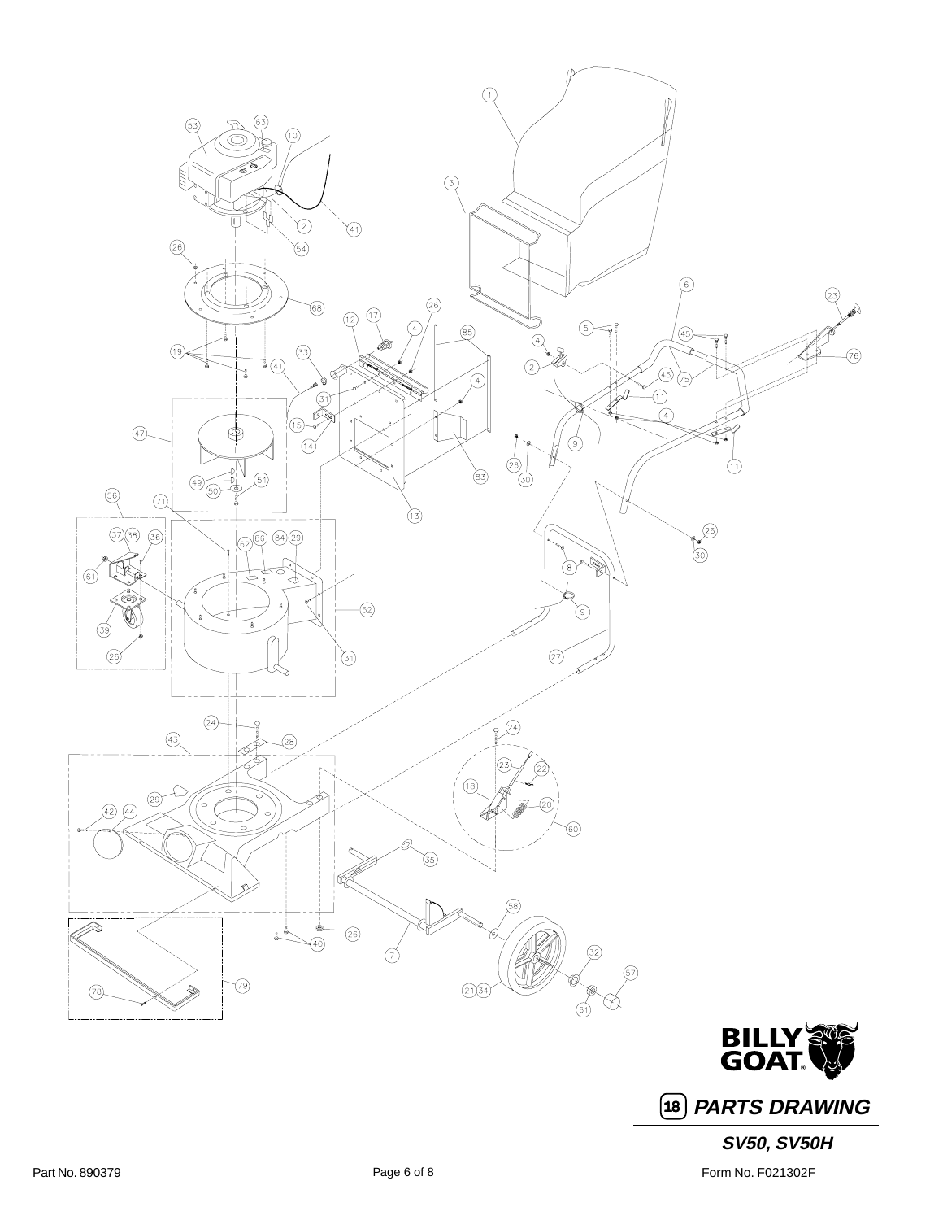**BILLY GOAT**

## 18 PARTS DRAWING

### SV50, SV50H

Part No. 890379

Form No. F021302F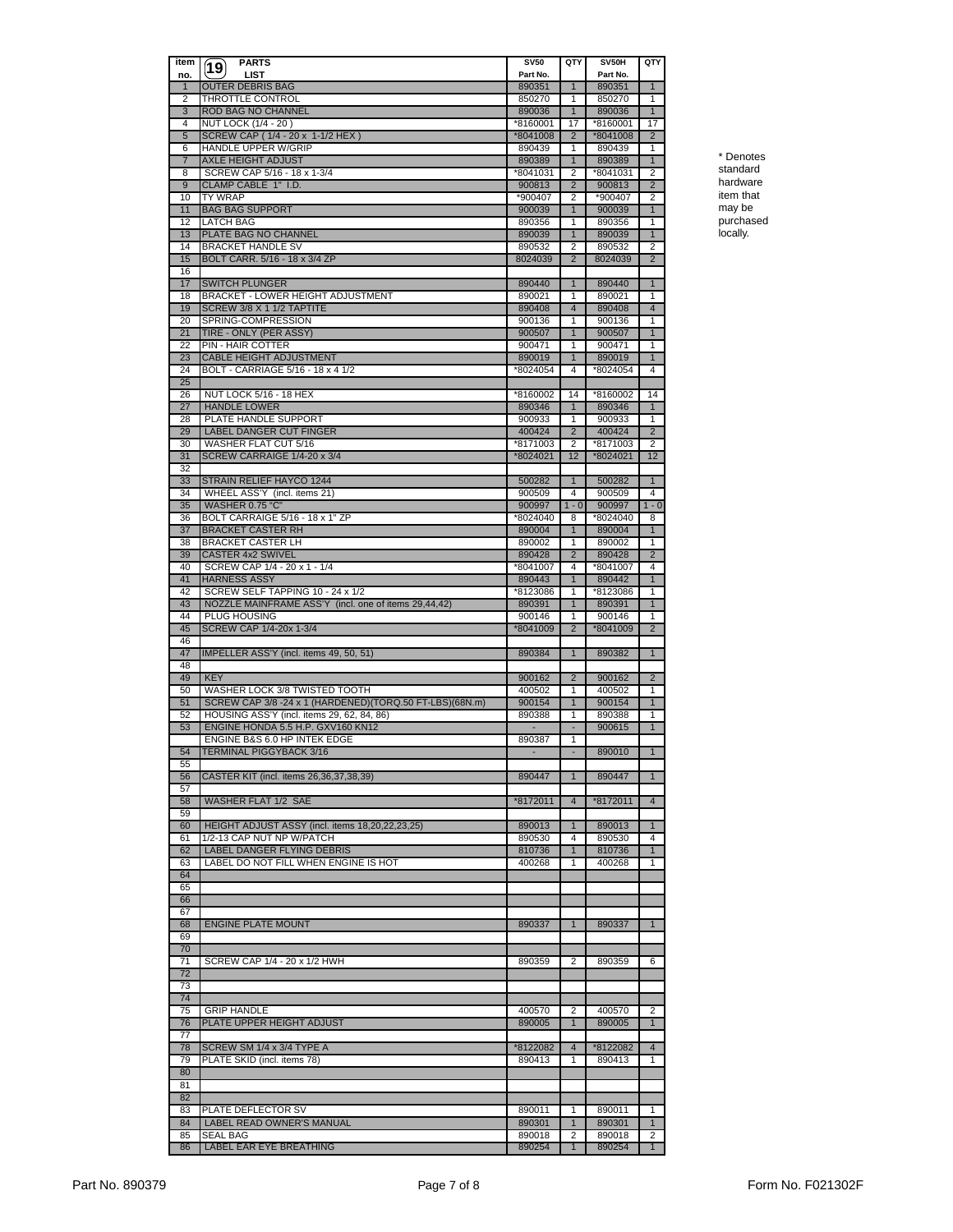| item no. | (19) PARTS LIST | SV50 Part No. | QTY | SV50H Part No. | QTY |
|---|---|---|---|---|---|
| 1 | OUTER DEBRIS BAG | 890351 | 1 | 890351 | 1 |
| 2 | THROTTLE CONTROL | 850270 | 1 | 850270 | 1 |
| 3 | ROD BAG NO CHANNEL | 890036 | 1 | 890036 | 1 |
| 4 | NUT LOCK (1/4 - 20 ) | *8160001 | 17 | *8160001 | 17 |
| 5 | SCREW CAP ( 1/4 - 20 x 1-1/2 HEX ) | *8041008 | 2 | *8041008 | 2 |
| 6 | HANDLE UPPER W/GRIP | 890439 | 1 | 890439 | 1 |
| 7 | AXLE HEIGHT ADJUST | 890389 | 1 | 890389 | 1 |
| 8 | SCREW CAP 5/16 - 18 x 1-3/4 | *8041031 | 2 | *8041031 | 2 |
| 9 | CLAMP CABLE 1" I.D. | 900813 | 2 | 900813 | 2 |
| 10 | TY WRAP | *900407 | 2 | *900407 | 2 |
| 11 | BAG BAG SUPPORT | 900039 | 1 | 900039 | 1 |
| 12 | LATCH BAG | 890356 | 1 | 890356 | 1 |
| 13 | PLATE BAG NO CHANNEL | 890039 | 1 | 890039 | 1 |
| 14 | BRACKET HANDLE SV | 890532 | 2 | 890532 | 2 |
| 15 | BOLT CARR. 5/16 - 18 x 3/4 ZP | 8024039 | 2 | 8024039 | 2 |
| 16 | | | | | |
| 17 | SWITCH PLUNGER | 890440 | 1 | 890440 | 1 |
| 18 | BRACKET - LOWER HEIGHT ADJUSTMENT | 890021 | 1 | 890021 | 1 |
| 19 | SCREW 3/8 X 1 1/2 TAPTITE | 890408 | 4 | 890408 | 4 |
| 20 | SPRING-COMPRESSION | 900136 | 1 | 900136 | 1 |
| 21 | TIRE - ONLY (PER ASSY) | 900507 | 1 | 900507 | 1 |
| 22 | PIN - HAIR COTTER | 900471 | 1 | 900471 | 1 |
| 23 | CABLE HEIGHT ADJUSTMENT | 890019 | 1 | 890019 | 1 |
| 24 | BOLT - CARRIAGE 5/16 - 18 x 4 1/2 | *8024054 | 4 | *8024054 | 4 |
| 25 | | | | | |
| 26 | NUT LOCK 5/16 - 18 HEX | *8160002 | 14 | *8160002 | 14 |
| 27 | HANDLE LOWER | 890346 | 1 | 890346 | 1 |
| 28 | PLATE HANDLE SUPPORT | 900933 | 1 | 900933 | 1 |
| 29 | LABEL DANGER CUT FINGER | 400424 | 2 | 400424 | 2 |
| 30 | WASHER FLAT CUT 5/16 | *8171003 | 2 | *8171003 | 2 |
| 31 | SCREW CARRAIGE 1/4-20 x 3/4 | *8024021 | 12 | *8024021 | 12 |
| 32 | | | | | |
| 33 | STRAIN RELIEF HAYCO 1244 | 500282 | 1 | 500282 | 1 |
| 34 | WHEEL ASS'Y (incl. items 21) | 900509 | 4 | 900509 | 4 |
| 35 | WASHER 0.75 "C" | 900997 | 1 - 0 | 900997 | 1 - 0 |
| 36 | BOLT CARRAIGE 5/16 - 18 x 1" ZP | *8024040 | 8 | *8024040 | 8 |
| 37 | BRACKET CASTER RH | 890004 | 1 | 890004 | 1 |
| 38 | BRACKET CASTER LH | 890002 | 1 | 890002 | 1 |
| 39 | CASTER 4x2 SWIVEL | 890428 | 2 | 890428 | 2 |
| 40 | SCREW CAP 1/4 - 20 x 1 - 1/4 | *8041007 | 4 | *8041007 | 4 |
| 41 | HARNESS ASSY | 890443 | 1 | 890442 | 1 |
| 42 | SCREW SELF TAPPING 10 - 24 x 1/2 | *8123086 | 1 | *8123086 | 1 |
| 43 | NOZZLE MAINFRAME ASS'Y (incl. one of items 29,44,42) | 890391 | 1 | 890391 | 1 |
| 44 | PLUG HOUSING | 900146 | 1 | 900146 | 1 |
| 45 | SCREW CAP 1/4-20x 1-3/4 | *8041009 | 2 | *8041009 | 2 |
| 46 | | | | | |
| 47 | IMPELLER ASS'Y (incl. items 49, 50, 51) | 890384 | 1 | 890382 | 1 |
| 48 | | | | | |
| 49 | KEY | 900162 | 2 | 900162 | 2 |
| 50 | WASHER LOCK 3/8 TWISTED TOOTH | 400502 | 1 | 400502 | 1 |
| 51 | SCREW CAP 3/8 -24 x 1 (HARDENED)(TORQ.50 FT-LBS)(68N.m) | 900154 | 1 | 900154 | 1 |
| 52 | HOUSING ASS'Y (incl. items 29, 62, 84, 86) | 890388 | 1 | 890388 | 1 |
| 53 | ENGINE HONDA 5.5 H.P. GXV160 KN12 | - | - | 900615 | 1 |
| | ENGINE B&S 6.0 HP INTEK EDGE | 890387 | 1 | | |
| 54 | TERMINAL PIGGYBACK 3/16 | - | - | 890010 | 1 |
| 55 | | | | | |
| 56 | CASTER KIT (incl. items 26,36,37,38,39) | 890447 | 1 | 890447 | 1 |
| 57 | | | | | |
| 58 | WASHER FLAT 1/2 SAE | *8172011 | 4 | *8172011 | 4 |
| 59 | | | | | |
| 60 | HEIGHT ADJUST ASSY (incl. items 18,20,22,23,25) | 890013 | 1 | 890013 | 1 |
| 61 | 1/2-13 CAP NUT NP W/PATCH | 890530 | 4 | 890530 | 4 |
| 62 | LABEL DANGER FLYING DEBRIS | 810736 | 1 | 810736 | 1 |
| 63 | LABEL DO NOT FILL WHEN ENGINE IS HOT | 400268 | 1 | 400268 | 1 |
| 64 | | | | | |
| 65 | | | | | |
| 66 | | | | | |
| 67 | | | | | |
| 68 | ENGINE PLATE MOUNT | 890337 | 1 | 890337 | 1 |
| 69 | | | | | |
| 70 | | | | | |
| 71 | SCREW CAP 1/4 - 20 x 1/2 HWH | 890359 | 2 | 890359 | 6 |
| 72 | | | | | |
| 73 | | | | | |
| 74 | | | | | |
| 75 | GRIP HANDLE | 400570 | 2 | 400570 | 2 |
| 76 | PLATE UPPER HEIGHT ADJUST | 890005 | 1 | 890005 | 1 |
| 77 | | | | | |
| 78 | SCREW SM 1/4 x 3/4 TYPE A | *8122082 | 4 | *8122082 | 4 |
| 79 | PLATE SKID (incl. items 78) | 890413 | 1 | 890413 | 1 |
| 80 | | | | | |
| 81 | | | | | |
| 82 | | | | | |
| 83 | PLATE DEFLECTOR SV | 890011 | 1 | 890011 | 1 |
| 84 | LABEL READ OWNER'S MANUAL | 890301 | 1 | 890301 | 1 |
| 85 | SEAL BAG | 890018 | 2 | 890018 | 2 |
| 86 | LABEL EAR EYE BREATHING | 890254 | 1 | 890254 | 1 |

* Denotes standard hardware item that may be purchased locally.

Part No. 890379

Form No. F021302F